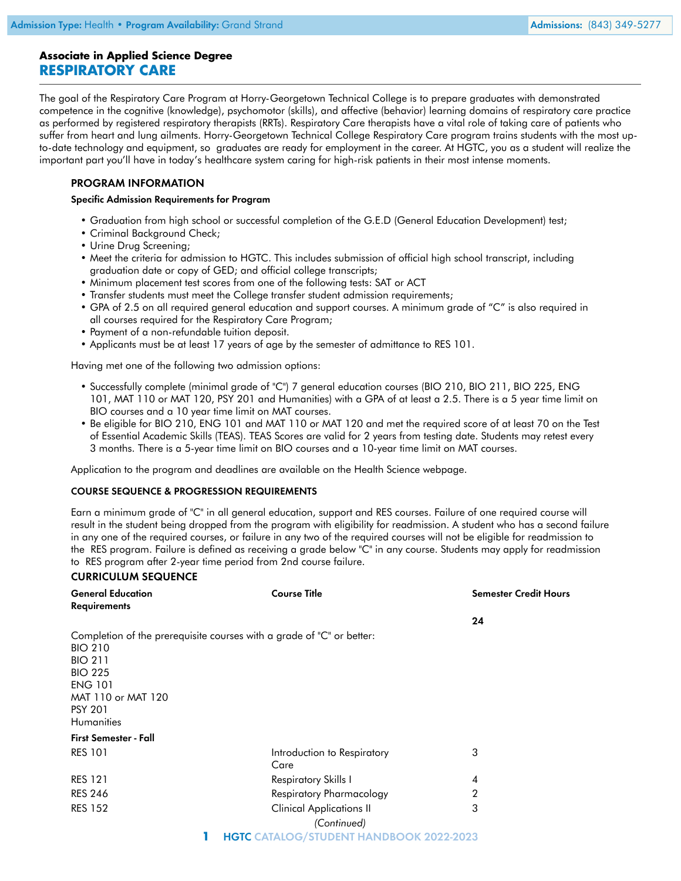Admission Type: Health • Program Availability: Grand Strand | Admissions: (843) 349-5277

**Associate in Applied Science Degree**

# RESPIRATORY CARE

The goal of the Respiratory Care Program at Horry-Georgetown Technical College is to prepare graduates with demonstrated competence in the cognitive (knowledge), psychomotor (skills), and affective (behavior) learning domains of respiratory care practice as performed by registered respiratory therapists (RRTs). Respiratory Care therapists have a vital role of taking care of patients who suffer from heart and lung ailments. Horry-Georgetown Technical College Respiratory Care program trains students with the most up-to-date technology and equipment, so graduates are ready for employment in the career. At HGTC, you as a student will realize the important part you'll have in today's healthcare system caring for high-risk patients in their most intense moments.

## PROGRAM INFORMATION

**Specific Admission Requirements for Program**

- Graduation from high school or successful completion of the G.E.D (General Education Development) test;
- Criminal Background Check;
- Urine Drug Screening;
- Meet the criteria for admission to HGTC. This includes submission of official high school transcript, including graduation date or copy of GED; and official college transcripts;
- Minimum placement test scores from one of the following tests: SAT or ACT
- Transfer students must meet the College transfer student admission requirements;
- GPA of 2.5 on all required general education and support courses. A minimum grade of "C" is also required in all courses required for the Respiratory Care Program;
- Payment of a non-refundable tuition deposit.
- Applicants must be at least 17 years of age by the semester of admittance to RES 101.

Having met one of the following two admission options:

- Successfully complete (minimal grade of "C") 7 general education courses (BIO 210, BIO 211, BIO 225, ENG 101, MAT 110 or MAT 120, PSY 201 and Humanities) with a GPA of at least a 2.5. There is a 5 year time limit on BIO courses and a 10 year time limit on MAT courses.
- Be eligible for BIO 210, ENG 101 and MAT 110 or MAT 120 and met the required score of at least 70 on the Test of Essential Academic Skills (TEAS). TEAS Scores are valid for 2 years from testing date. Students may retest every 3 months. There is a 5-year time limit on BIO courses and a 10-year time limit on MAT courses.

Application to the program and deadlines are available on the Health Science webpage.

**COURSE SEQUENCE & PROGRESSION REQUIREMENTS**

Earn a minimum grade of "C" in all general education, support and RES courses. Failure of one required course will result in the student being dropped from the program with eligibility for readmission. A student who has a second failure in any one of the required courses, or failure in any two of the required courses will not be eligible for readmission to the RES program. Failure is defined as receiving a grade below "C" in any course. Students may apply for readmission to RES program after 2-year time period from 2nd course failure.

## CURRICULUM SEQUENCE

| General Education Requirements | Course Title | Semester Credit Hours |
|---|---|---|
| | | **24** |
| Completion of the prerequisite courses with a grade of "C" or better: | | |
| BIO 210 | | |
| BIO 211 | | |
| BIO 225 | | |
| ENG 101 | | |
| MAT 110 or MAT 120 | | |
| PSY 201 | | |
| Humanities | | |
| **First Semester - Fall** | | |
| RES 101 | Introduction to Respiratory Care | 3 |
| RES 121 | Respiratory Skills I | 4 |
| RES 246 | Respiratory Pharmacology | 2 |
| RES 152 | Clinical Applications II | 3 |

*(Continued)*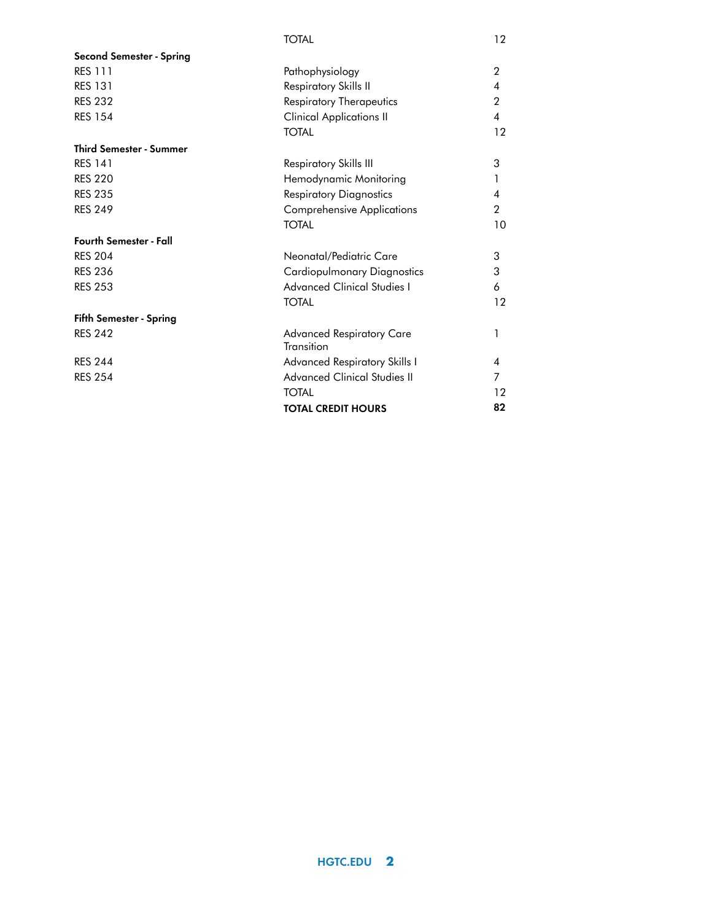| | | |
|---|---|---|
| | TOTAL | 12 |
| **Second Semester - Spring** | | |
| RES 111 | Pathophysiology | 2 |
| RES 131 | Respiratory Skills II | 4 |
| RES 232 | Respiratory Therapeutics | 2 |
| RES 154 | Clinical Applications II | 4 |
| | TOTAL | 12 |
| **Third Semester - Summer** | | |
| RES 141 | Respiratory Skills III | 3 |
| RES 220 | Hemodynamic Monitoring | 1 |
| RES 235 | Respiratory Diagnostics | 4 |
| RES 249 | Comprehensive Applications | 2 |
| | TOTAL | 10 |
| **Fourth Semester - Fall** | | |
| RES 204 | Neonatal/Pediatric Care | 3 |
| RES 236 | Cardiopulmonary Diagnostics | 3 |
| RES 253 | Advanced Clinical Studies I | 6 |
| | TOTAL | 12 |
| **Fifth Semester - Spring** | | |
| RES 242 | Advanced Respiratory Care Transition | 1 |
| RES 244 | Advanced Respiratory Skills I | 4 |
| RES 254 | Advanced Clinical Studies II | 7 |
| | TOTAL | 12 |
| | **TOTAL CREDIT HOURS** | **82** |